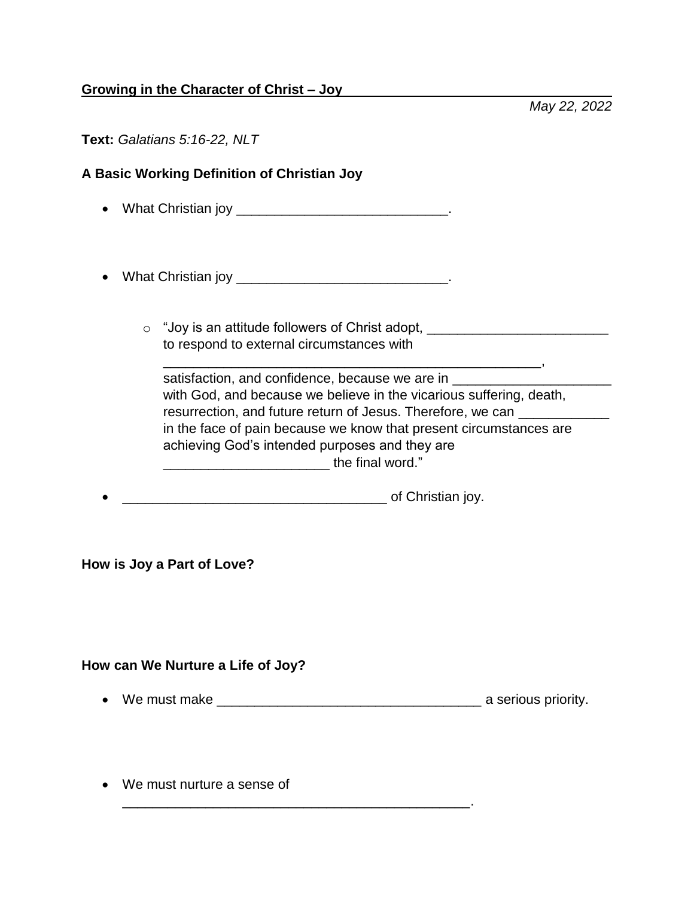**Growing in the Character of Christ – Joy**

*May 22, 2022*

**Text:** *Galatians 5:16-22, NLT*

**A Basic Working Definition of Christian Joy**

- What Christian joy ____________________________.

- What Christian joy ____________________________.

  - "Joy is an attitude followers of Christ adopt, ________________________ to respond to external circumstances with ________________________________________________, satisfaction, and confidence, because we are in _____________________ with God, and because we believe in the vicarious suffering, death, resurrection, and future return of Jesus. Therefore, we can ____________ in the face of pain because we know that present circumstances are achieving God's intended purposes and they are ______________________ the final word."

- ___________________________________ of Christian joy.

**How is Joy a Part of Love?**

**How can We Nurture a Life of Joy?**

- We must make ___________________________________ a serious priority.

- We must nurture a sense of ______________________________________________.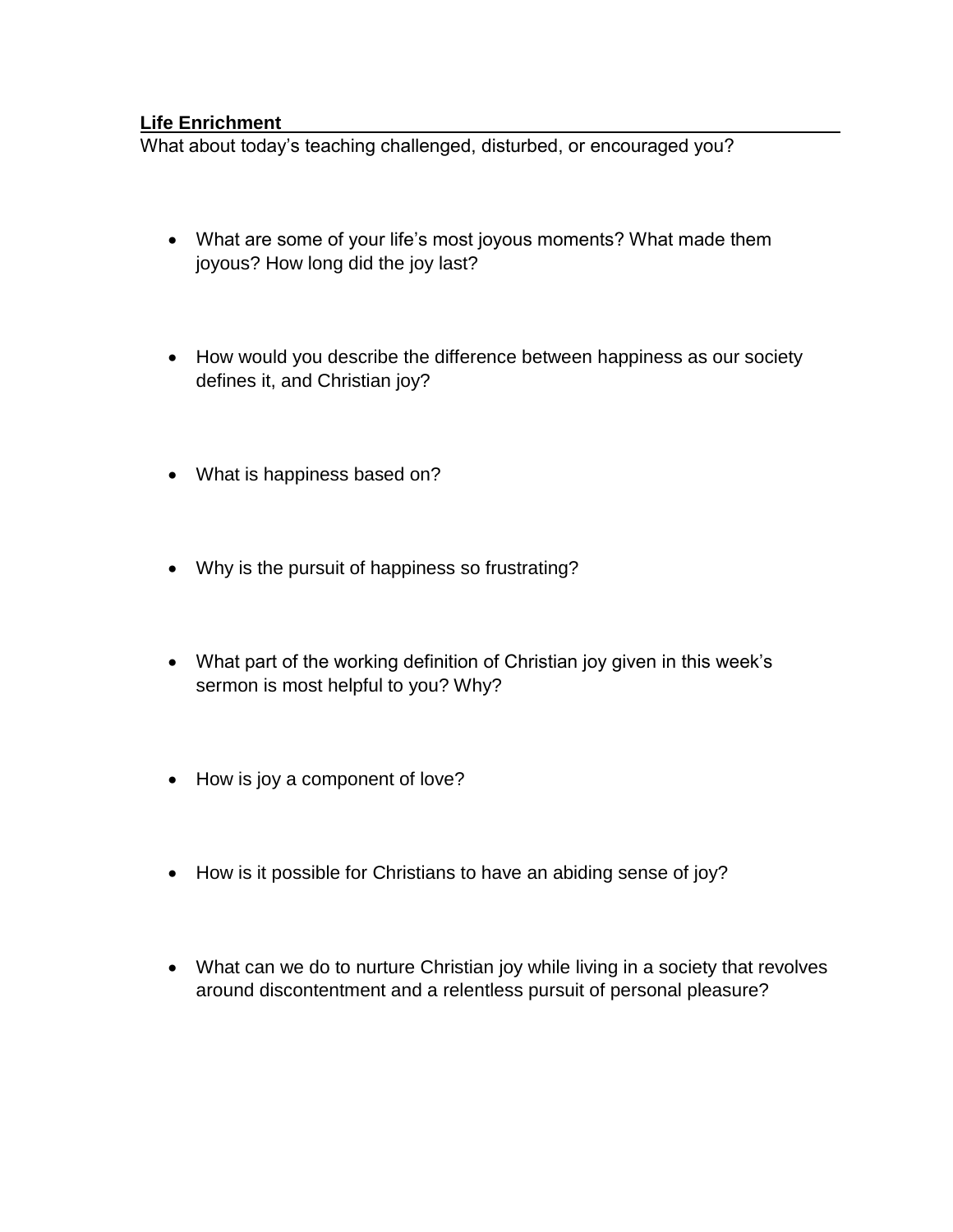**Life Enrichment**

What about today's teaching challenged, disturbed, or encouraged you?

- What are some of your life's most joyous moments? What made them joyous? How long did the joy last?
- How would you describe the difference between happiness as our society defines it, and Christian joy?
- What is happiness based on?
- Why is the pursuit of happiness so frustrating?
- What part of the working definition of Christian joy given in this week's sermon is most helpful to you? Why?
- How is joy a component of love?
- How is it possible for Christians to have an abiding sense of joy?
- What can we do to nurture Christian joy while living in a society that revolves around discontentment and a relentless pursuit of personal pleasure?